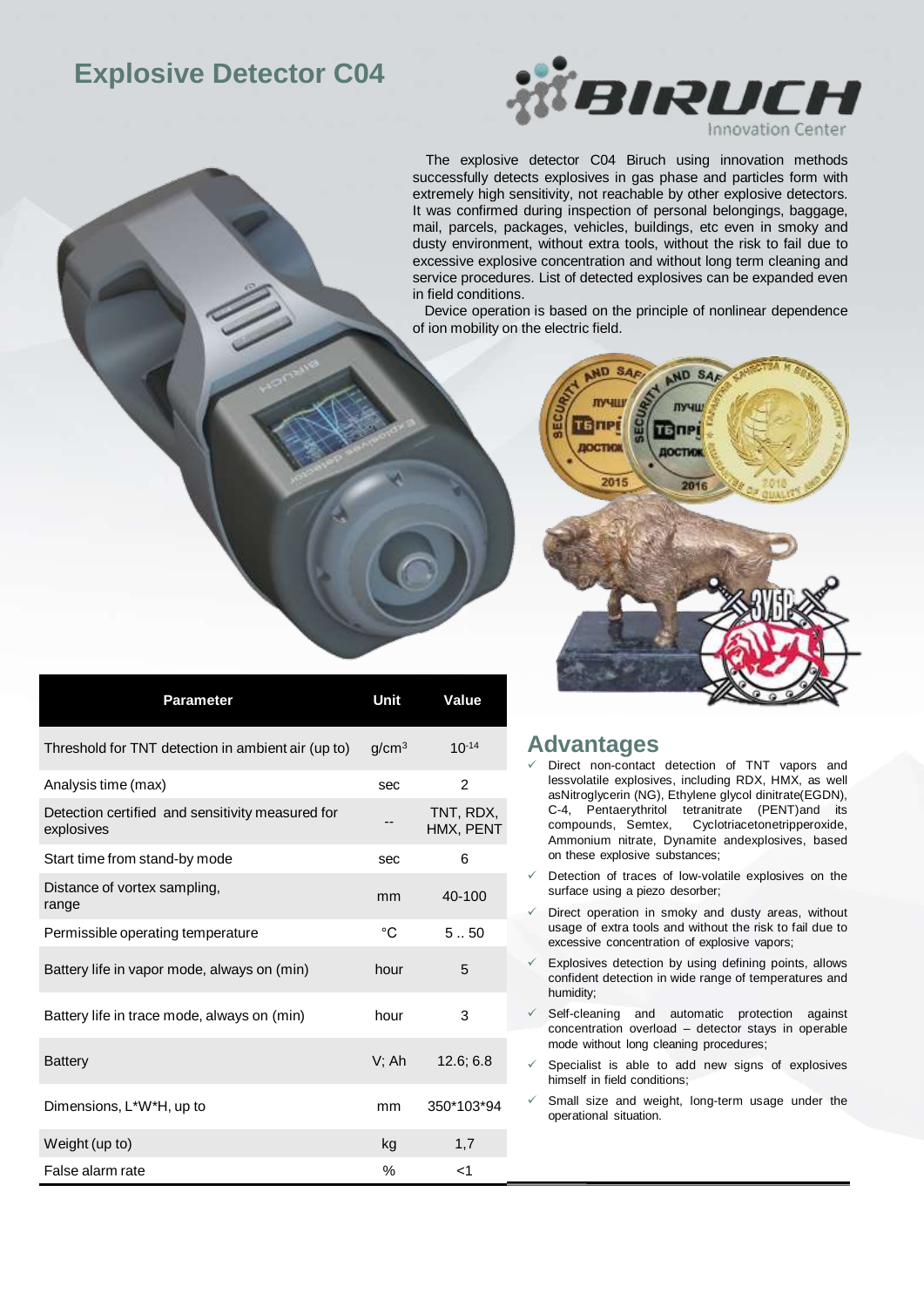# Explosive Detector C04

BIRUCH Innovation Center

The explosive detector C04 Biruch using innovation methods successfully detects explosives in gas phase and particles form with extremely high sensitivity, not reachable by other explosive detectors. It was confirmed during inspection of personal belongings, baggage, mail, parcels, packages, vehicles, buildings, etc even in smoky and dusty environment, without extra tools, without the risk to fail due to excessive explosive concentration and without long term cleaning and service procedures. List of detected explosives can be expanded even in field conditions.

Device operation is based on the principle of nonlinear dependence of ion mobility on the electric field.

| Parameter | Unit | Value |
|---|---|---|
| Threshold for TNT detection in ambient air (up to) | g/cm³ | $10^{-14}$ |
| Analysis time (max) | sec | 2 |
| Detection certified and sensitivity measured for explosives | -- | TNT, RDX, HMX, PENT |
| Start time from stand-by mode | sec | 6 |
| Distance of vortex sampling, range | mm | 40-100 |
| Permissible operating temperature | °C | 5 .. 50 |
| Battery life in vapor mode, always on (min) | hour | 5 |
| Battery life in trace mode, always on (min) | hour | 3 |
| Battery | V; Ah | 12.6; 6.8 |
| Dimensions, L*W*H, up to | mm | 350*103*94 |
| Weight (up to) | kg | 1,7 |
| False alarm rate | % | <1 |

## Advantages

- Direct non-contact detection of TNT vapors and lessvolatile explosives, including RDX, HMX, as well asNitroglycerin (NG), Ethylene glycol dinitrate(EGDN), C-4, Pentaerythritol tetranitrate (PENT)and its compounds, Semtex, Cyclotriacetonetripperoxide, Ammonium nitrate, Dynamite andexplosives, based on these explosive substances;
- Detection of traces of low-volatile explosives on the surface using a piezo desorber;
- Direct operation in smoky and dusty areas, without usage of extra tools and without the risk to fail due to excessive concentration of explosive vapors;
- Explosives detection by using defining points, allows confident detection in wide range of temperatures and humidity;
- Self-cleaning and automatic protection against concentration overload – detector stays in operable mode without long cleaning procedures;
- Specialist is able to add new signs of explosives himself in field conditions;
- Small size and weight, long-term usage under the operational situation.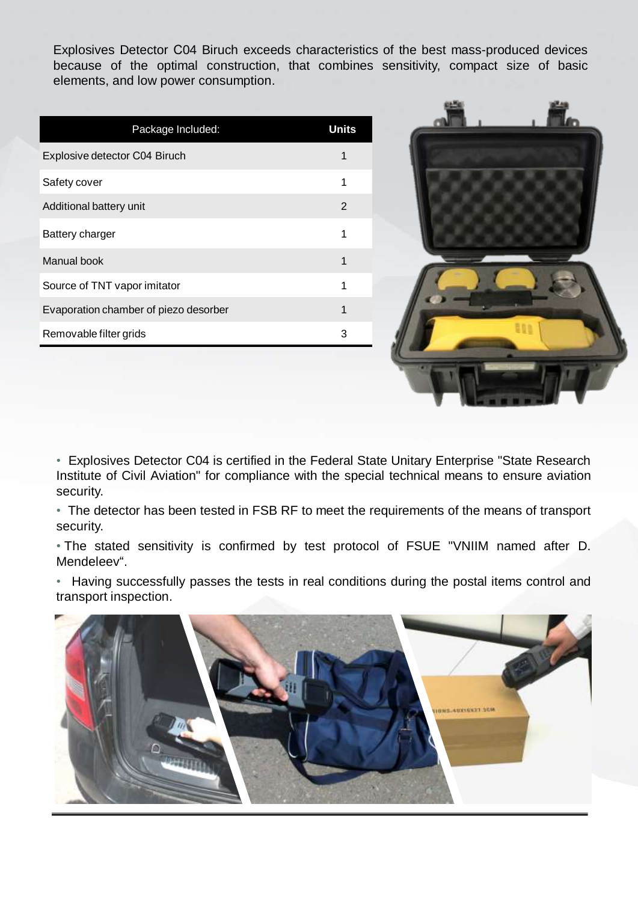Explosives Detector C04 Biruch exceeds characteristics of the best mass-produced devices because of the optimal construction, that combines sensitivity, compact size of basic elements, and low power consumption.

| Package Included: | Units |
| --- | --- |
| Explosive detector C04 Biruch | 1 |
| Safety cover | 1 |
| Additional battery unit | 2 |
| Battery charger | 1 |
| Manual book | 1 |
| Source of TNT vapor imitator | 1 |
| Evaporation chamber of piezo desorber | 1 |
| Removable filter grids | 3 |

- Explosives Detector C04 is certified in the Federal State Unitary Enterprise "State Research Institute of Civil Aviation" for compliance with the special technical means to ensure aviation security.
- The detector has been tested in FSB RF to meet the requirements of the means of transport security.
- The stated sensitivity is confirmed by test protocol of FSUE "VNIIM named after D. Mendeleev".
- Having successfully passes the tests in real conditions during the postal items control and transport inspection.